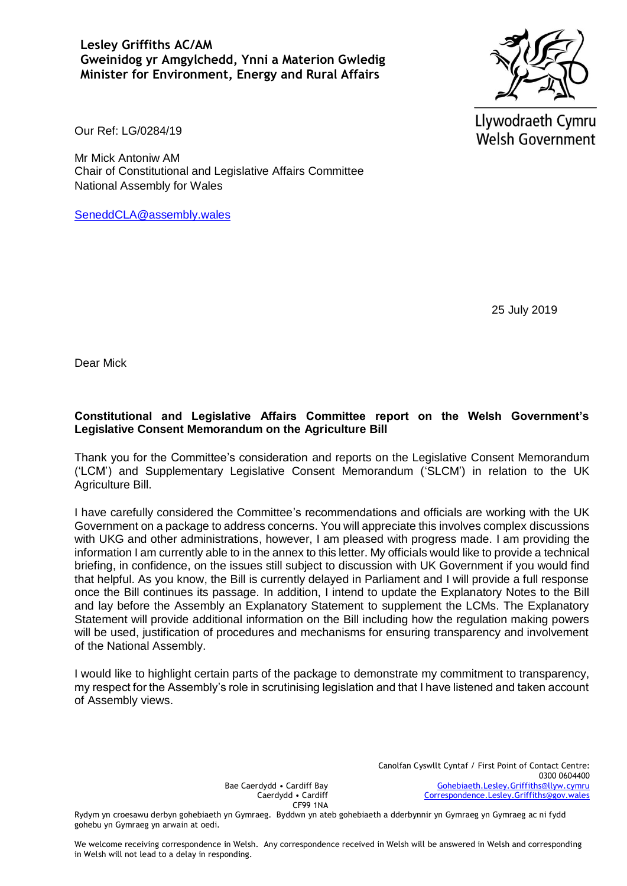**Lesley Griffiths AC/AM**
**Gweinidog yr Amgylchedd, Ynni a Materion Gwledig**
**Minister for Environment, Energy and Rural Affairs**

Llywodraeth Cymru
Welsh Government

Our Ref: LG/0284/19

Mr Mick Antoniw AM
Chair of Constitutional and Legislative Affairs Committee
National Assembly for Wales

SeneddCLA@assembly.wales

25 July 2019

Dear Mick

**Constitutional and Legislative Affairs Committee report on the Welsh Government's Legislative Consent Memorandum on the Agriculture Bill**

Thank you for the Committee's consideration and reports on the Legislative Consent Memorandum ('LCM') and Supplementary Legislative Consent Memorandum ('SLCM') in relation to the UK Agriculture Bill.

I have carefully considered the Committee's recommendations and officials are working with the UK Government on a package to address concerns. You will appreciate this involves complex discussions with UKG and other administrations, however, I am pleased with progress made. I am providing the information I am currently able to in the annex to this letter. My officials would like to provide a technical briefing, in confidence, on the issues still subject to discussion with UK Government if you would find that helpful. As you know, the Bill is currently delayed in Parliament and I will provide a full response once the Bill continues its passage. In addition, I intend to update the Explanatory Notes to the Bill and lay before the Assembly an Explanatory Statement to supplement the LCMs. The Explanatory Statement will provide additional information on the Bill including how the regulation making powers will be used, justification of procedures and mechanisms for ensuring transparency and involvement of the National Assembly.

I would like to highlight certain parts of the package to demonstrate my commitment to transparency, my respect for the Assembly's role in scrutinising legislation and that I have listened and taken account of Assembly views.

Bae Caerdydd • Cardiff Bay
Caerdydd • Cardiff
CF99 1NA

Canolfan Cyswllt Cyntaf / First Point of Contact Centre:
0300 0604400
Gohebiaeth.Lesley.Griffiths@llyw.cymru
Correspondence.Lesley.Griffiths@gov.wales

Rydym yn croesawu derbyn gohebiaeth yn Gymraeg. Byddwn yn ateb gohebiaeth a dderbynnir yn Gymraeg yn Gymraeg ac ni fydd gohebu yn Gymraeg yn arwain at oedi.

We welcome receiving correspondence in Welsh. Any correspondence received in Welsh will be answered in Welsh and corresponding in Welsh will not lead to a delay in responding.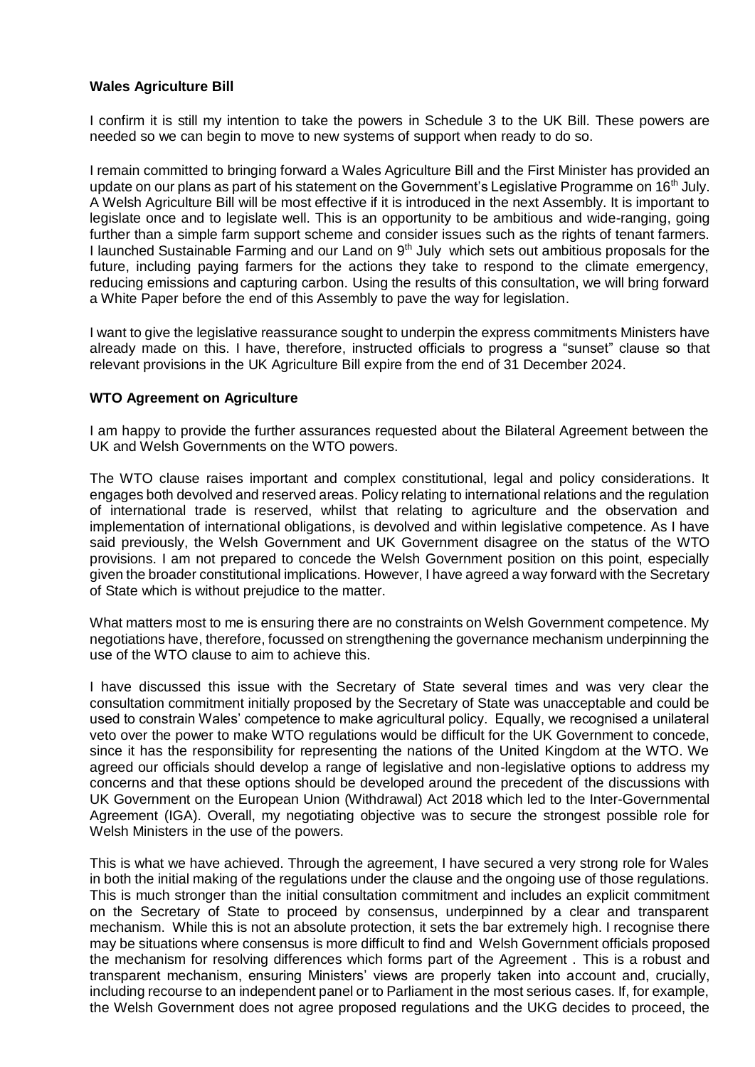**Wales Agriculture Bill**

I confirm it is still my intention to take the powers in Schedule 3 to the UK Bill. These powers are needed so we can begin to move to new systems of support when ready to do so.

I remain committed to bringing forward a Wales Agriculture Bill and the First Minister has provided an update on our plans as part of his statement on the Government's Legislative Programme on 16th July. A Welsh Agriculture Bill will be most effective if it is introduced in the next Assembly. It is important to legislate once and to legislate well. This is an opportunity to be ambitious and wide-ranging, going further than a simple farm support scheme and consider issues such as the rights of tenant farmers. I launched Sustainable Farming and our Land on 9th July which sets out ambitious proposals for the future, including paying farmers for the actions they take to respond to the climate emergency, reducing emissions and capturing carbon. Using the results of this consultation, we will bring forward a White Paper before the end of this Assembly to pave the way for legislation.

I want to give the legislative reassurance sought to underpin the express commitments Ministers have already made on this. I have, therefore, instructed officials to progress a "sunset" clause so that relevant provisions in the UK Agriculture Bill expire from the end of 31 December 2024.

**WTO Agreement on Agriculture**

I am happy to provide the further assurances requested about the Bilateral Agreement between the UK and Welsh Governments on the WTO powers.

The WTO clause raises important and complex constitutional, legal and policy considerations. It engages both devolved and reserved areas. Policy relating to international relations and the regulation of international trade is reserved, whilst that relating to agriculture and the observation and implementation of international obligations, is devolved and within legislative competence. As I have said previously, the Welsh Government and UK Government disagree on the status of the WTO provisions. I am not prepared to concede the Welsh Government position on this point, especially given the broader constitutional implications. However, I have agreed a way forward with the Secretary of State which is without prejudice to the matter.

What matters most to me is ensuring there are no constraints on Welsh Government competence. My negotiations have, therefore, focussed on strengthening the governance mechanism underpinning the use of the WTO clause to aim to achieve this.

I have discussed this issue with the Secretary of State several times and was very clear the consultation commitment initially proposed by the Secretary of State was unacceptable and could be used to constrain Wales' competence to make agricultural policy. Equally, we recognised a unilateral veto over the power to make WTO regulations would be difficult for the UK Government to concede, since it has the responsibility for representing the nations of the United Kingdom at the WTO. We agreed our officials should develop a range of legislative and non-legislative options to address my concerns and that these options should be developed around the precedent of the discussions with UK Government on the European Union (Withdrawal) Act 2018 which led to the Inter-Governmental Agreement (IGA). Overall, my negotiating objective was to secure the strongest possible role for Welsh Ministers in the use of the powers.

This is what we have achieved. Through the agreement, I have secured a very strong role for Wales in both the initial making of the regulations under the clause and the ongoing use of those regulations. This is much stronger than the initial consultation commitment and includes an explicit commitment on the Secretary of State to proceed by consensus, underpinned by a clear and transparent mechanism. While this is not an absolute protection, it sets the bar extremely high. I recognise there may be situations where consensus is more difficult to find and Welsh Government officials proposed the mechanism for resolving differences which forms part of the Agreement . This is a robust and transparent mechanism, ensuring Ministers' views are properly taken into account and, crucially, including recourse to an independent panel or to Parliament in the most serious cases. If, for example, the Welsh Government does not agree proposed regulations and the UKG decides to proceed, the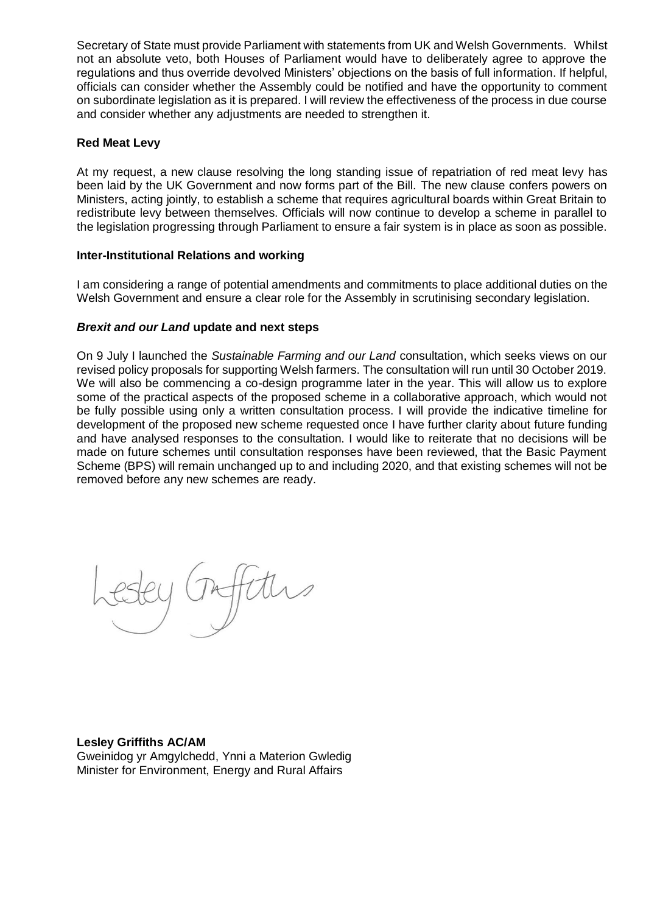Secretary of State must provide Parliament with statements from UK and Welsh Governments. Whilst not an absolute veto, both Houses of Parliament would have to deliberately agree to approve the regulations and thus override devolved Ministers' objections on the basis of full information. If helpful, officials can consider whether the Assembly could be notified and have the opportunity to comment on subordinate legislation as it is prepared. I will review the effectiveness of the process in due course and consider whether any adjustments are needed to strengthen it.

**Red Meat Levy**

At my request, a new clause resolving the long standing issue of repatriation of red meat levy has been laid by the UK Government and now forms part of the Bill. The new clause confers powers on Ministers, acting jointly, to establish a scheme that requires agricultural boards within Great Britain to redistribute levy between themselves. Officials will now continue to develop a scheme in parallel to the legislation progressing through Parliament to ensure a fair system is in place as soon as possible.

**Inter-Institutional Relations and working**

I am considering a range of potential amendments and commitments to place additional duties on the Welsh Government and ensure a clear role for the Assembly in scrutinising secondary legislation.

***Brexit and our Land* update and next steps**

On 9 July I launched the *Sustainable Farming and our Land* consultation, which seeks views on our revised policy proposals for supporting Welsh farmers. The consultation will run until 30 October 2019. We will also be commencing a co-design programme later in the year. This will allow us to explore some of the practical aspects of the proposed scheme in a collaborative approach, which would not be fully possible using only a written consultation process. I will provide the indicative timeline for development of the proposed new scheme requested once I have further clarity about future funding and have analysed responses to the consultation. I would like to reiterate that no decisions will be made on future schemes until consultation responses have been reviewed, that the Basic Payment Scheme (BPS) will remain unchanged up to and including 2020, and that existing schemes will not be removed before any new schemes are ready.

Lesley Griffiths

**Lesley Griffiths AC/AM**
Gweinidog yr Amgylchedd, Ynni a Materion Gwledig
Minister for Environment, Energy and Rural Affairs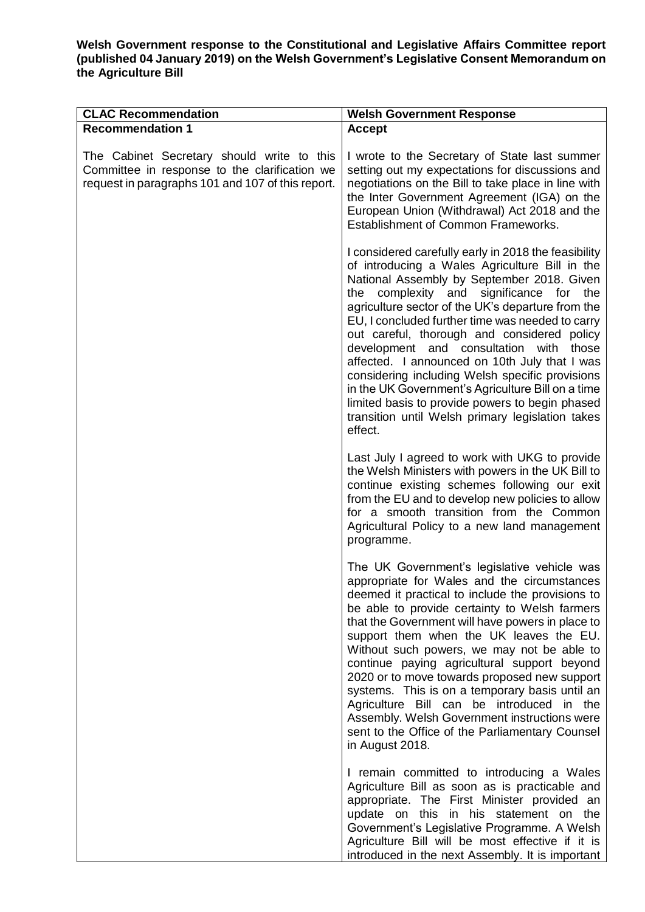**Welsh Government response to the Constitutional and Legislative Affairs Committee report (published 04 January 2019) on the Welsh Government's Legislative Consent Memorandum on the Agriculture Bill**

| CLAC Recommendation | Welsh Government Response |
|---|---|
| **Recommendation 1**<br><br>The Cabinet Secretary should write to this Committee in response to the clarification we request in paragraphs 101 and 107 of this report. | **Accept**<br><br>I wrote to the Secretary of State last summer setting out my expectations for discussions and negotiations on the Bill to take place in line with the Inter Government Agreement (IGA) on the European Union (Withdrawal) Act 2018 and the Establishment of Common Frameworks.<br><br>I considered carefully early in 2018 the feasibility of introducing a Wales Agriculture Bill in the National Assembly by September 2018. Given the complexity and significance for the agriculture sector of the UK's departure from the EU, I concluded further time was needed to carry out careful, thorough and considered policy development and consultation with those affected. I announced on 10th July that I was considering including Welsh specific provisions in the UK Government's Agriculture Bill on a time limited basis to provide powers to begin phased transition until Welsh primary legislation takes effect.<br><br>Last July I agreed to work with UKG to provide the Welsh Ministers with powers in the UK Bill to continue existing schemes following our exit from the EU and to develop new policies to allow for a smooth transition from the Common Agricultural Policy to a new land management programme.<br><br>The UK Government's legislative vehicle was appropriate for Wales and the circumstances deemed it practical to include the provisions to be able to provide certainty to Welsh farmers that the Government will have powers in place to support them when the UK leaves the EU. Without such powers, we may not be able to continue paying agricultural support beyond 2020 or to move towards proposed new support systems. This is on a temporary basis until an Agriculture Bill can be introduced in the Assembly. Welsh Government instructions were sent to the Office of the Parliamentary Counsel in August 2018.<br><br>I remain committed to introducing a Wales Agriculture Bill as soon as is practicable and appropriate. The First Minister provided an update on this in his statement on the Government's Legislative Programme. A Welsh Agriculture Bill will be most effective if it is introduced in the next Assembly. It is important |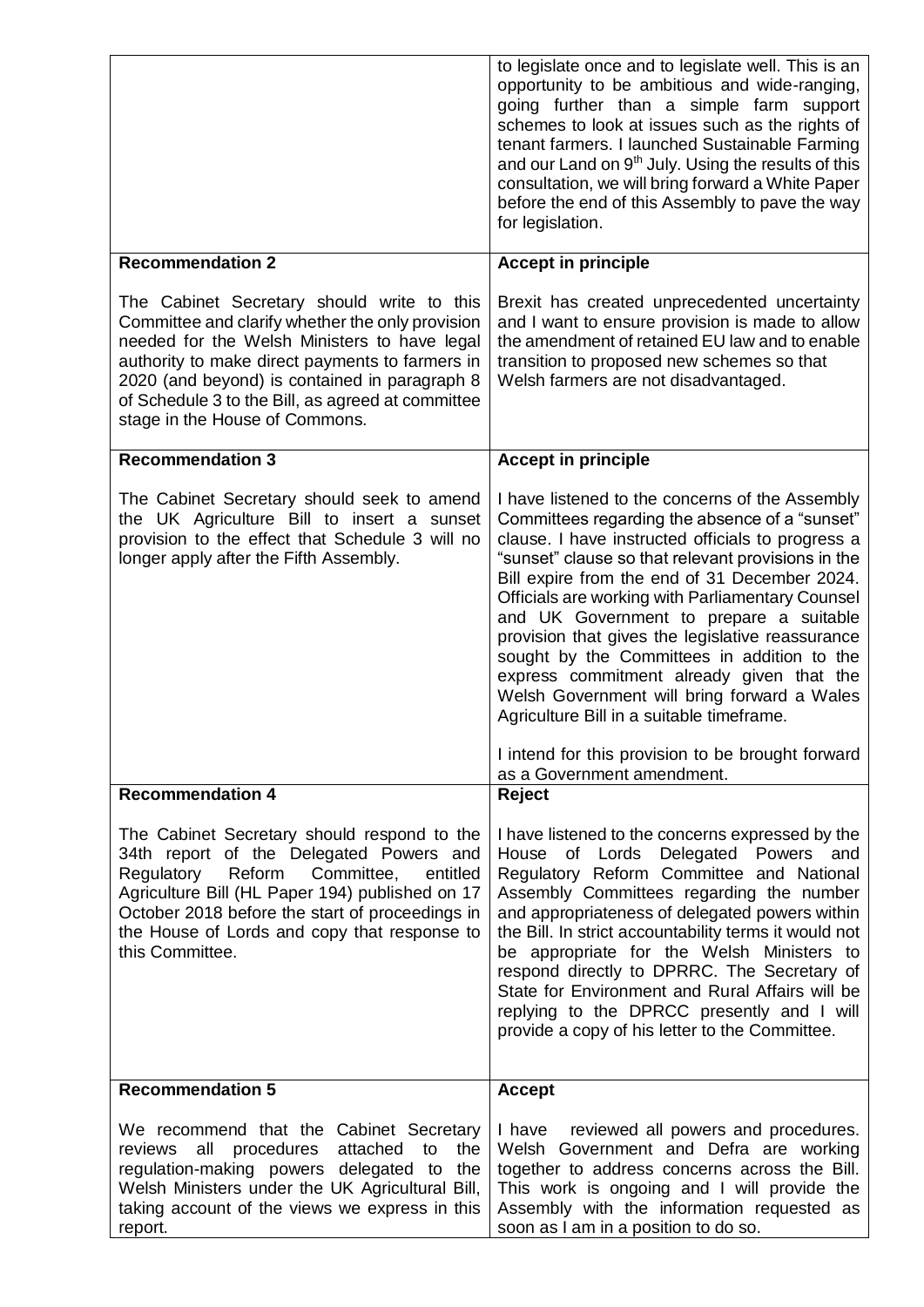| | |
|---|---|
| | to legislate once and to legislate well. This is an opportunity to be ambitious and wide-ranging, going further than a simple farm support schemes to look at issues such as the rights of tenant farmers. I launched Sustainable Farming and our Land on 9th July. Using the results of this consultation, we will bring forward a White Paper before the end of this Assembly to pave the way for legislation. |
| **Recommendation 2**<br><br>The Cabinet Secretary should write to this Committee and clarify whether the only provision needed for the Welsh Ministers to have legal authority to make direct payments to farmers in 2020 (and beyond) is contained in paragraph 8 of Schedule 3 to the Bill, as agreed at committee stage in the House of Commons. | **Accept in principle**<br><br>Brexit has created unprecedented uncertainty and I want to ensure provision is made to allow the amendment of retained EU law and to enable transition to proposed new schemes so that Welsh farmers are not disadvantaged. |
| **Recommendation 3**<br><br>The Cabinet Secretary should seek to amend the UK Agriculture Bill to insert a sunset provision to the effect that Schedule 3 will no longer apply after the Fifth Assembly. | **Accept in principle**<br><br>I have listened to the concerns of the Assembly Committees regarding the absence of a "sunset" clause. I have instructed officials to progress a "sunset" clause so that relevant provisions in the Bill expire from the end of 31 December 2024. Officials are working with Parliamentary Counsel and UK Government to prepare a suitable provision that gives the legislative reassurance sought by the Committees in addition to the express commitment already given that the Welsh Government will bring forward a Wales Agriculture Bill in a suitable timeframe.<br><br>I intend for this provision to be brought forward as a Government amendment. |
| **Recommendation 4**<br><br>The Cabinet Secretary should respond to the 34th report of the Delegated Powers and Regulatory Reform Committee, entitled Agriculture Bill (HL Paper 194) published on 17 October 2018 before the start of proceedings in the House of Lords and copy that response to this Committee. | **Reject**<br><br>I have listened to the concerns expressed by the House of Lords Delegated Powers and Regulatory Reform Committee and National Assembly Committees regarding the number and appropriateness of delegated powers within the Bill. In strict accountability terms it would not be appropriate for the Welsh Ministers to respond directly to DPRRC. The Secretary of State for Environment and Rural Affairs will be replying to the DPRCC presently and I will provide a copy of his letter to the Committee. |
| **Recommendation 5**<br><br>We recommend that the Cabinet Secretary reviews all procedures attached to the regulation-making powers delegated to the Welsh Ministers under the UK Agricultural Bill, taking account of the views we express in this report. | **Accept**<br><br>I have reviewed all powers and procedures. Welsh Government and Defra are working together to address concerns across the Bill. This work is ongoing and I will provide the Assembly with the information requested as soon as I am in a position to do so. |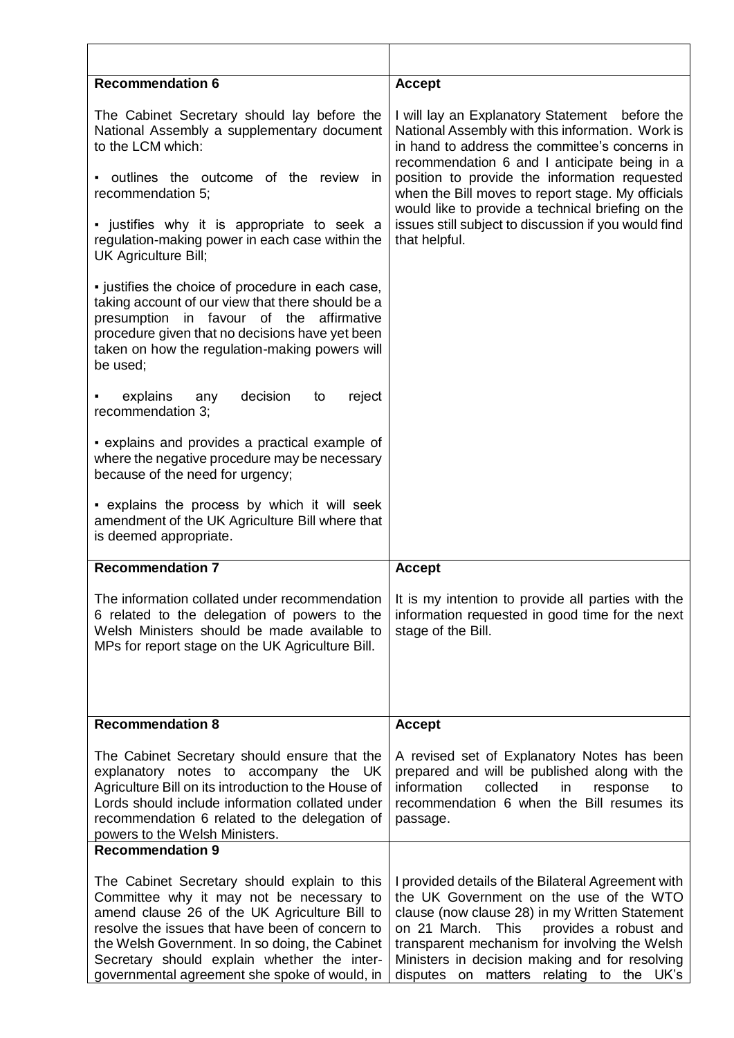| | |
|---|---|
| **Recommendation 6**<br><br>The Cabinet Secretary should lay before the National Assembly a supplementary document to the LCM which:<br><br>▪ outlines the outcome of the review in recommendation 5;<br><br>▪ justifies why it is appropriate to seek a regulation-making power in each case within the UK Agriculture Bill;<br><br>▪ justifies the choice of procedure in each case, taking account of our view that there should be a presumption in favour of the affirmative procedure given that no decisions have yet been taken on how the regulation-making powers will be used;<br><br>▪ explains any decision to reject recommendation 3;<br><br>▪ explains and provides a practical example of where the negative procedure may be necessary because of the need for urgency;<br><br>▪ explains the process by which it will seek amendment of the UK Agriculture Bill where that is deemed appropriate. | **Accept**<br><br>I will lay an Explanatory Statement before the National Assembly with this information. Work is in hand to address the committee's concerns in recommendation 6 and I anticipate being in a position to provide the information requested when the Bill moves to report stage. My officials would like to provide a technical briefing on the issues still subject to discussion if you would find that helpful. |
| **Recommendation 7**<br><br>The information collated under recommendation 6 related to the delegation of powers to the Welsh Ministers should be made available to MPs for report stage on the UK Agriculture Bill. | **Accept**<br><br>It is my intention to provide all parties with the information requested in good time for the next stage of the Bill. |
| **Recommendation 8**<br><br>The Cabinet Secretary should ensure that the explanatory notes to accompany the UK Agriculture Bill on its introduction to the House of Lords should include information collated under recommendation 6 related to the delegation of powers to the Welsh Ministers. | **Accept**<br><br>A revised set of Explanatory Notes has been prepared and will be published along with the information collected in response to recommendation 6 when the Bill resumes its passage. |
| **Recommendation 9**<br><br>The Cabinet Secretary should explain to this Committee why it may not be necessary to amend clause 26 of the UK Agriculture Bill to resolve the issues that have been of concern to the Welsh Government. In so doing, the Cabinet Secretary should explain whether the inter-governmental agreement she spoke of would, in | <br><br>I provided details of the Bilateral Agreement with the UK Government on the use of the WTO clause (now clause 28) in my Written Statement on 21 March. This provides a robust and transparent mechanism for involving the Welsh Ministers in decision making and for resolving disputes on matters relating to the UK's |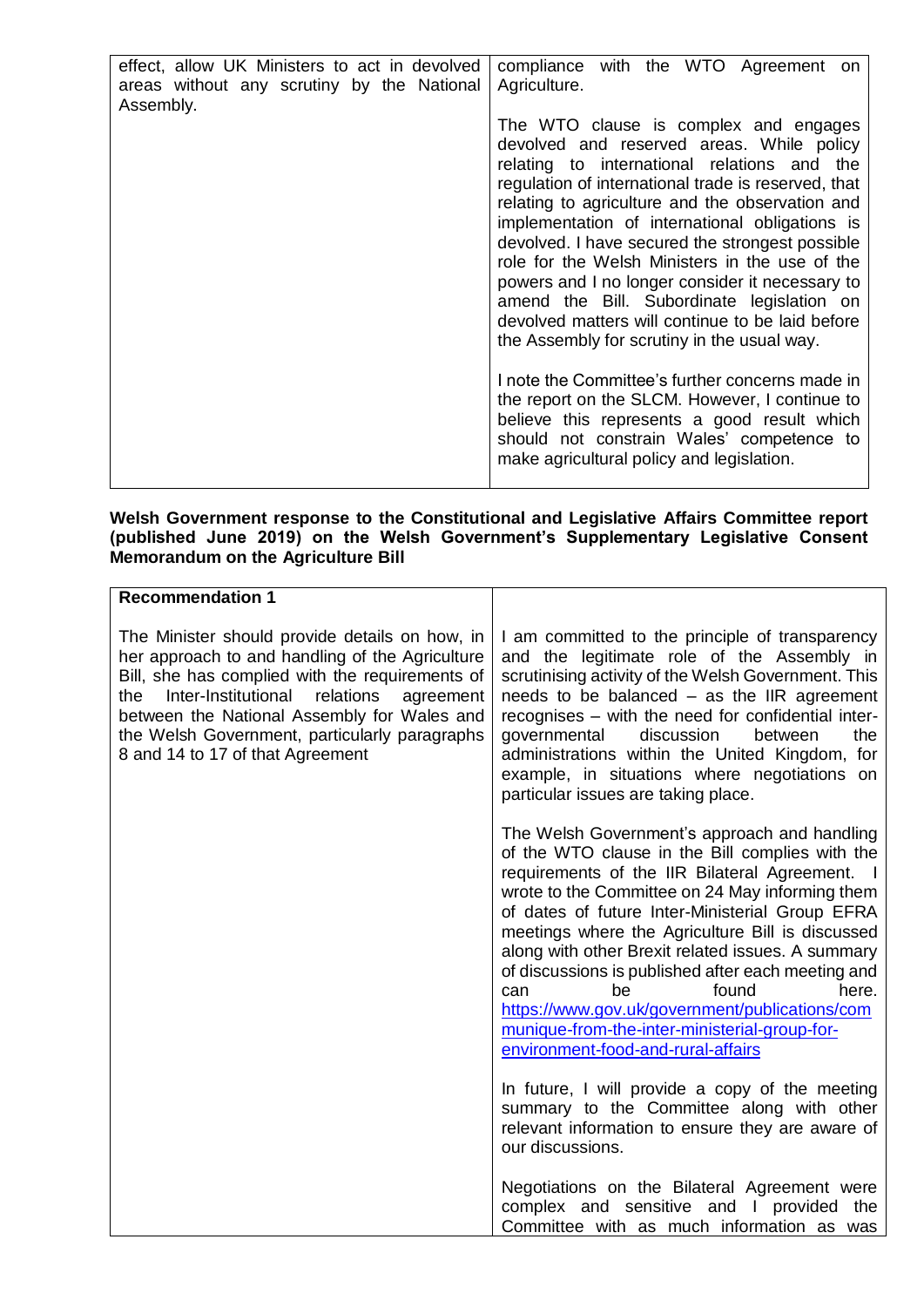| | |
|---|---|
| effect, allow UK Ministers to act in devolved areas without any scrutiny by the National Assembly. | compliance with the WTO Agreement on Agriculture.<br><br>The WTO clause is complex and engages devolved and reserved areas. While policy relating to international relations and the regulation of international trade is reserved, that relating to agriculture and the observation and implementation of international obligations is devolved. I have secured the strongest possible role for the Welsh Ministers in the use of the powers and I no longer consider it necessary to amend the Bill. Subordinate legislation on devolved matters will continue to be laid before the Assembly for scrutiny in the usual way.<br><br>I note the Committee's further concerns made in the report on the SLCM. However, I continue to believe this represents a good result which should not constrain Wales' competence to make agricultural policy and legislation. |

**Welsh Government response to the Constitutional and Legislative Affairs Committee report (published June 2019) on the Welsh Government's Supplementary Legislative Consent Memorandum on the Agriculture Bill**

| **Recommendation 1** | |
|---|---|
| The Minister should provide details on how, in her approach to and handling of the Agriculture Bill, she has complied with the requirements of the Inter-Institutional relations agreement between the National Assembly for Wales and the Welsh Government, particularly paragraphs 8 and 14 to 17 of that Agreement | I am committed to the principle of transparency and the legitimate role of the Assembly in scrutinising activity of the Welsh Government. This needs to be balanced – as the IIR agreement recognises – with the need for confidential inter-governmental discussion between the administrations within the United Kingdom, for example, in situations where negotiations on particular issues are taking place.<br><br>The Welsh Government's approach and handling of the WTO clause in the Bill complies with the requirements of the IIR Bilateral Agreement. I wrote to the Committee on 24 May informing them of dates of future Inter-Ministerial Group EFRA meetings where the Agriculture Bill is discussed along with other Brexit related issues. A summary of discussions is published after each meeting and can be found here. [https://www.gov.uk/government/publications/communique-from-the-inter-ministerial-group-for-environment-food-and-rural-affairs](https://www.gov.uk/government/publications/communique-from-the-inter-ministerial-group-for-environment-food-and-rural-affairs)<br><br>In future, I will provide a copy of the meeting summary to the Committee along with other relevant information to ensure they are aware of our discussions.<br><br>Negotiations on the Bilateral Agreement were complex and sensitive and I provided the Committee with as much information as was |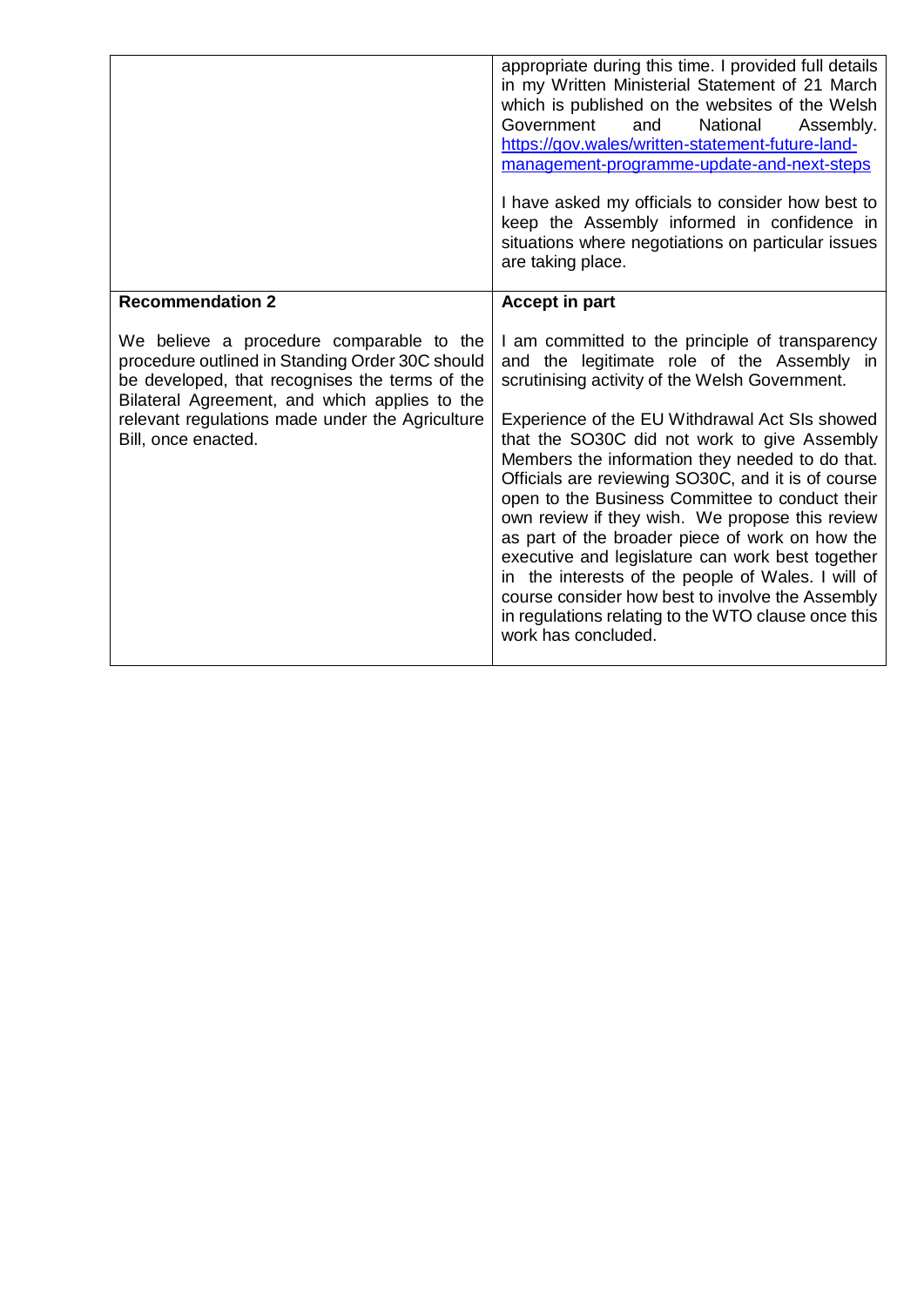| | |
|---|---|
| | appropriate during this time. I provided full details in my Written Ministerial Statement of 21 March which is published on the websites of the Welsh Government and National Assembly. [https://gov.wales/written-statement-future-land-management-programme-update-and-next-steps](https://gov.wales/written-statement-future-land-management-programme-update-and-next-steps)<br><br>I have asked my officials to consider how best to keep the Assembly informed in confidence in situations where negotiations on particular issues are taking place. |
| **Recommendation 2**<br><br>We believe a procedure comparable to the procedure outlined in Standing Order 30C should be developed, that recognises the terms of the Bilateral Agreement, and which applies to the relevant regulations made under the Agriculture Bill, once enacted. | **Accept in part**<br><br>I am committed to the principle of transparency and the legitimate role of the Assembly in scrutinising activity of the Welsh Government.<br><br>Experience of the EU Withdrawal Act SIs showed that the SO30C did not work to give Assembly Members the information they needed to do that. Officials are reviewing SO30C, and it is of course open to the Business Committee to conduct their own review if they wish. We propose this review as part of the broader piece of work on how the executive and legislature can work best together in the interests of the people of Wales. I will of course consider how best to involve the Assembly in regulations relating to the WTO clause once this work has concluded. |